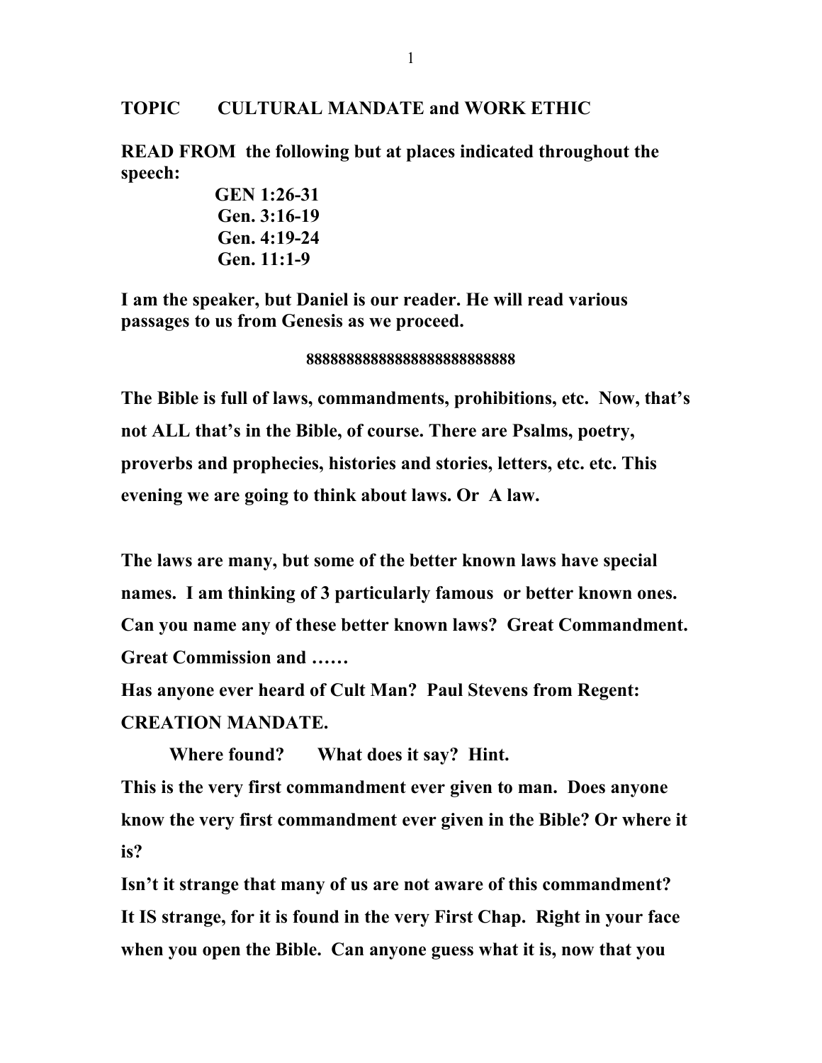**TOPIC CULTURAL MANDATE and WORK ETHIC**

**READ FROM the following but at places indicated throughout the speech:**

**GEN 1:26-31**
**Gen. 3:16-19**
**Gen. 4:19-24**
**Gen. 11:1-9**

**I am the speaker, but Daniel is our reader. He will read various passages to us from Genesis as we proceed.**

**8888888888888888888888888**

**The Bible is full of laws, commandments, prohibitions, etc. Now, that's not ALL that's in the Bible, of course. There are Psalms, poetry, proverbs and prophecies, histories and stories, letters, etc. etc. This evening we are going to think about laws. Or A law.**

**The laws are many, but some of the better known laws have special names. I am thinking of 3 particularly famous or better known ones. Can you name any of these better known laws? Great Commandment. Great Commission and ……**

**Has anyone ever heard of Cult Man? Paul Stevens from Regent: CREATION MANDATE.**

**Where found? What does it say? Hint.**

**This is the very first commandment ever given to man. Does anyone know the very first commandment ever given in the Bible? Or where it is?**

**Isn't it strange that many of us are not aware of this commandment? It IS strange, for it is found in the very First Chap. Right in your face when you open the Bible. Can anyone guess what it is, now that you**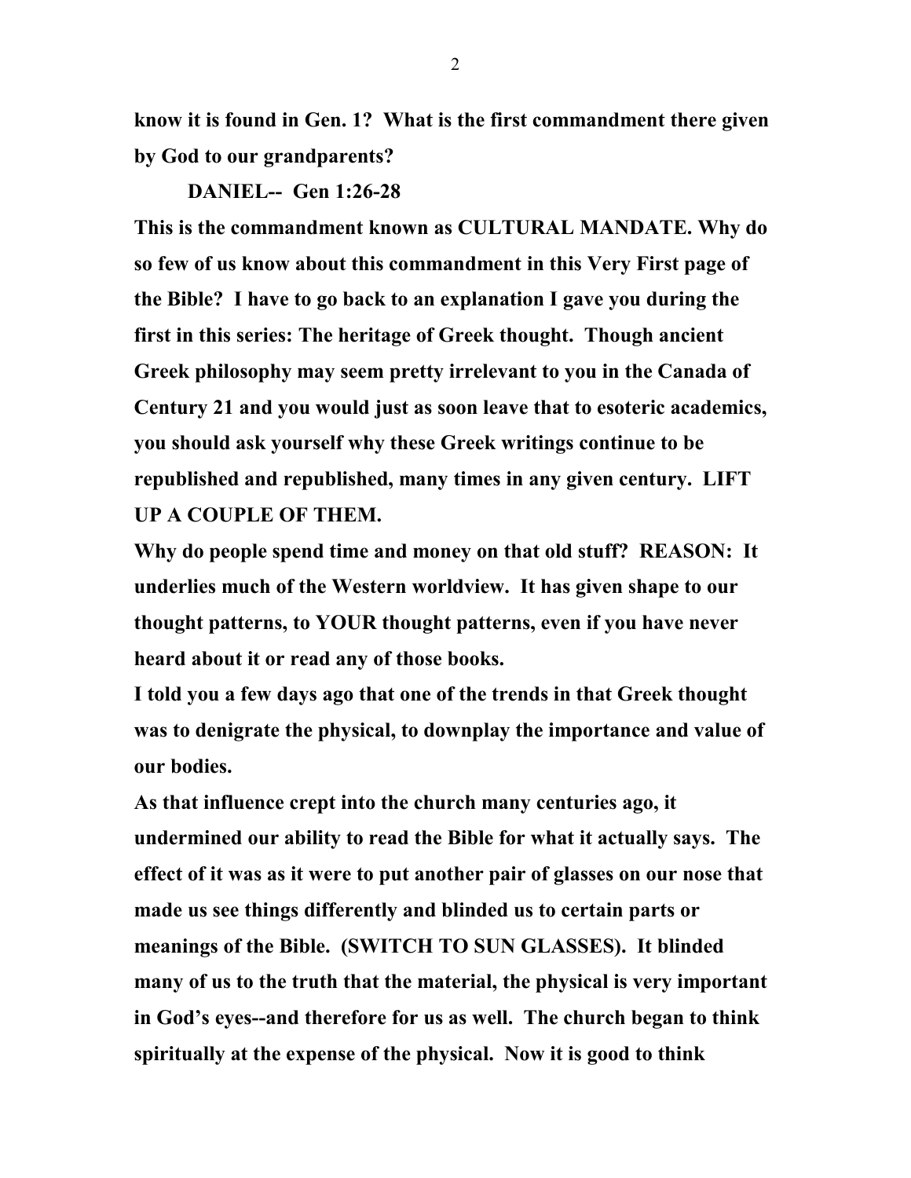**know it is found in Gen. 1? What is the first commandment there given by God to our grandparents?**

**DANIEL-- Gen 1:26-28**

**This is the commandment known as CULTURAL MANDATE. Why do so few of us know about this commandment in this Very First page of the Bible? I have to go back to an explanation I gave you during the first in this series: The heritage of Greek thought. Though ancient Greek philosophy may seem pretty irrelevant to you in the Canada of Century 21 and you would just as soon leave that to esoteric academics, you should ask yourself why these Greek writings continue to be republished and republished, many times in any given century. LIFT UP A COUPLE OF THEM.**

**Why do people spend time and money on that old stuff? REASON: It underlies much of the Western worldview. It has given shape to our thought patterns, to YOUR thought patterns, even if you have never heard about it or read any of those books.**

**I told you a few days ago that one of the trends in that Greek thought was to denigrate the physical, to downplay the importance and value of our bodies.**

**As that influence crept into the church many centuries ago, it undermined our ability to read the Bible for what it actually says. The effect of it was as it were to put another pair of glasses on our nose that made us see things differently and blinded us to certain parts or meanings of the Bible. (SWITCH TO SUN GLASSES). It blinded many of us to the truth that the material, the physical is very important in God's eyes--and therefore for us as well. The church began to think spiritually at the expense of the physical. Now it is good to think**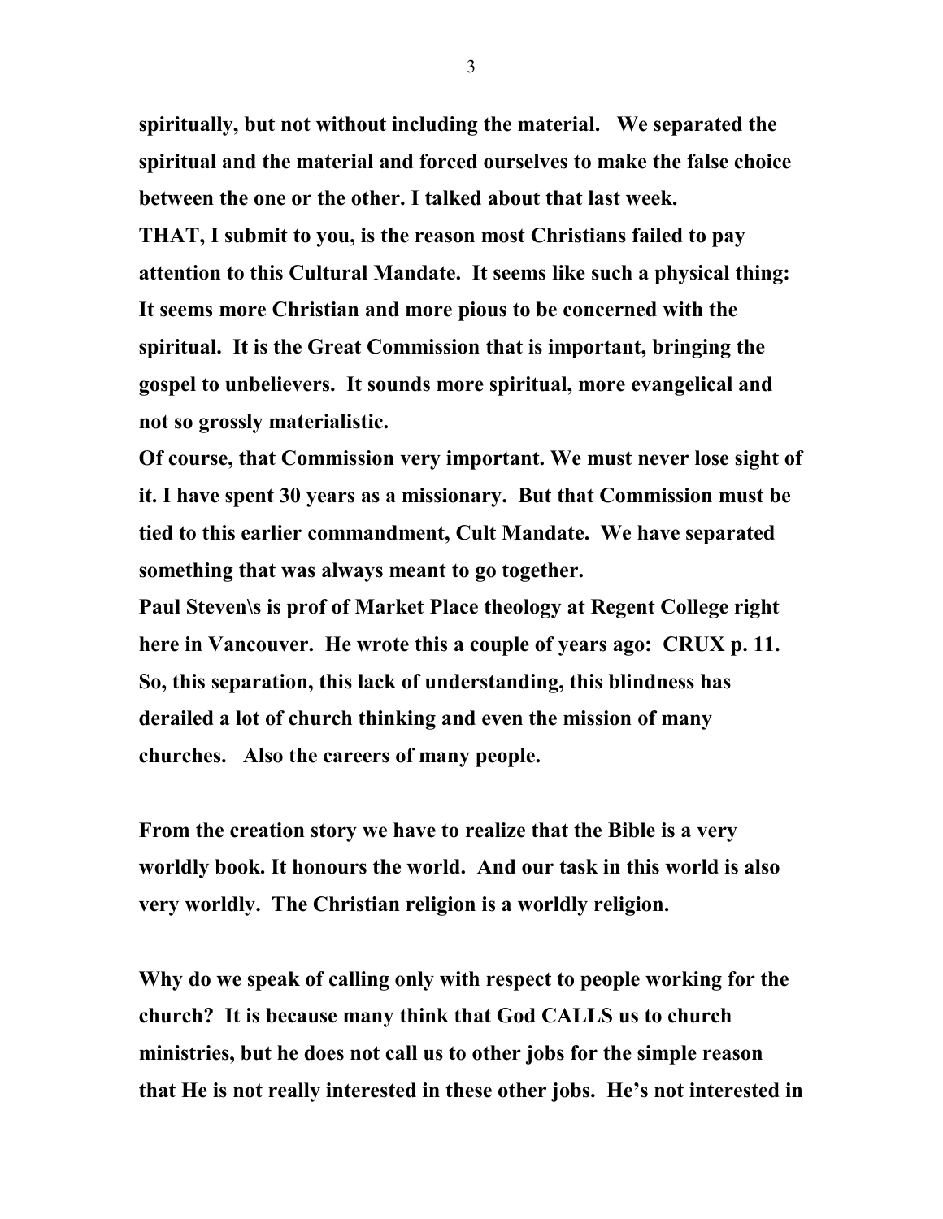**spiritually, but not without including the material. We separated the spiritual and the material and forced ourselves to make the false choice between the one or the other. I talked about that last week.**

**THAT, I submit to you, is the reason most Christians failed to pay attention to this Cultural Mandate. It seems like such a physical thing: It seems more Christian and more pious to be concerned with the spiritual. It is the Great Commission that is important, bringing the gospel to unbelievers. It sounds more spiritual, more evangelical and not so grossly materialistic.**

**Of course, that Commission very important. We must never lose sight of it. I have spent 30 years as a missionary. But that Commission must be tied to this earlier commandment, Cult Mandate. We have separated something that was always meant to go together.**

**Paul Steven\s is prof of Market Place theology at Regent College right here in Vancouver. He wrote this a couple of years ago: CRUX p. 11. So, this separation, this lack of understanding, this blindness has derailed a lot of church thinking and even the mission of many churches. Also the careers of many people.**

**From the creation story we have to realize that the Bible is a very worldly book. It honours the world. And our task in this world is also very worldly. The Christian religion is a worldly religion.**

**Why do we speak of calling only with respect to people working for the church? It is because many think that God CALLS us to church ministries, but he does not call us to other jobs for the simple reason that He is not really interested in these other jobs. He's not interested in**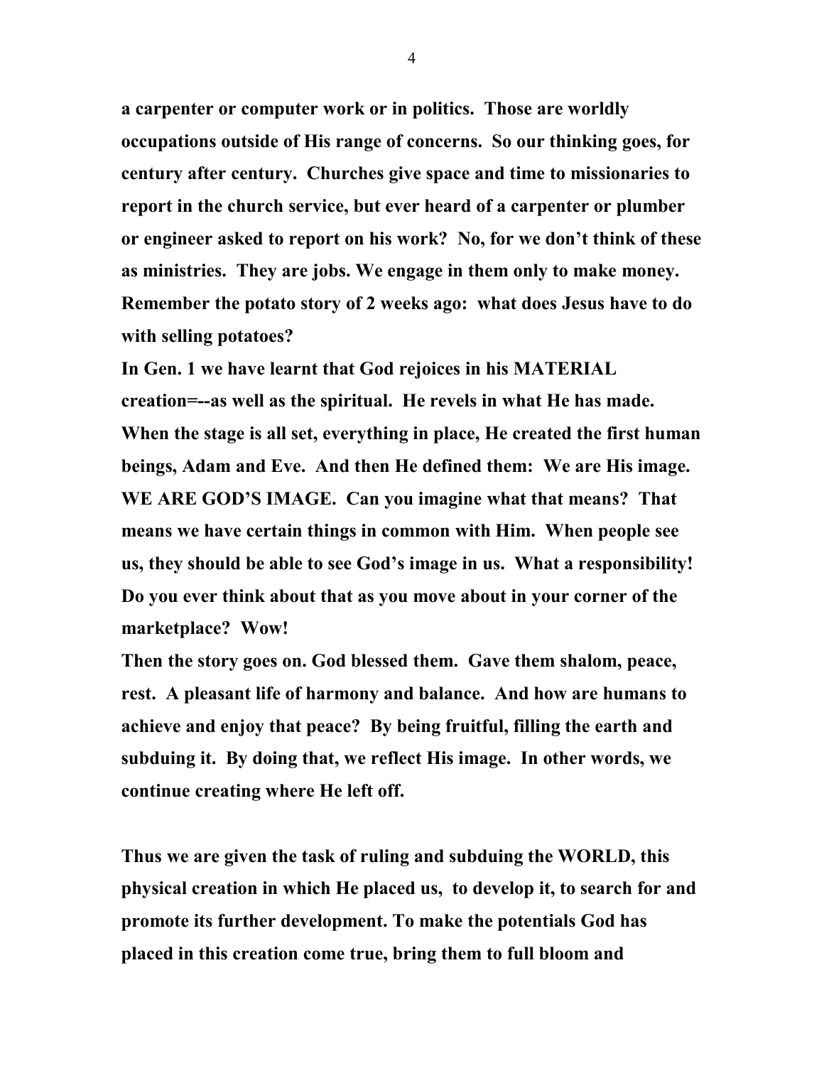**a carpenter or computer work or in politics. Those are worldly occupations outside of His range of concerns. So our thinking goes, for century after century. Churches give space and time to missionaries to report in the church service, but ever heard of a carpenter or plumber or engineer asked to report on his work? No, for we don't think of these as ministries. They are jobs. We engage in them only to make money. Remember the potato story of 2 weeks ago: what does Jesus have to do with selling potatoes?**

**In Gen. 1 we have learnt that God rejoices in his MATERIAL creation=--as well as the spiritual. He revels in what He has made. When the stage is all set, everything in place, He created the first human beings, Adam and Eve. And then He defined them: We are His image. WE ARE GOD'S IMAGE. Can you imagine what that means? That means we have certain things in common with Him. When people see us, they should be able to see God's image in us. What a responsibility! Do you ever think about that as you move about in your corner of the marketplace? Wow!**

**Then the story goes on. God blessed them. Gave them shalom, peace, rest. A pleasant life of harmony and balance. And how are humans to achieve and enjoy that peace? By being fruitful, filling the earth and subduing it. By doing that, we reflect His image. In other words, we continue creating where He left off.**

**Thus we are given the task of ruling and subduing the WORLD, this physical creation in which He placed us, to develop it, to search for and promote its further development. To make the potentials God has placed in this creation come true, bring them to full bloom and**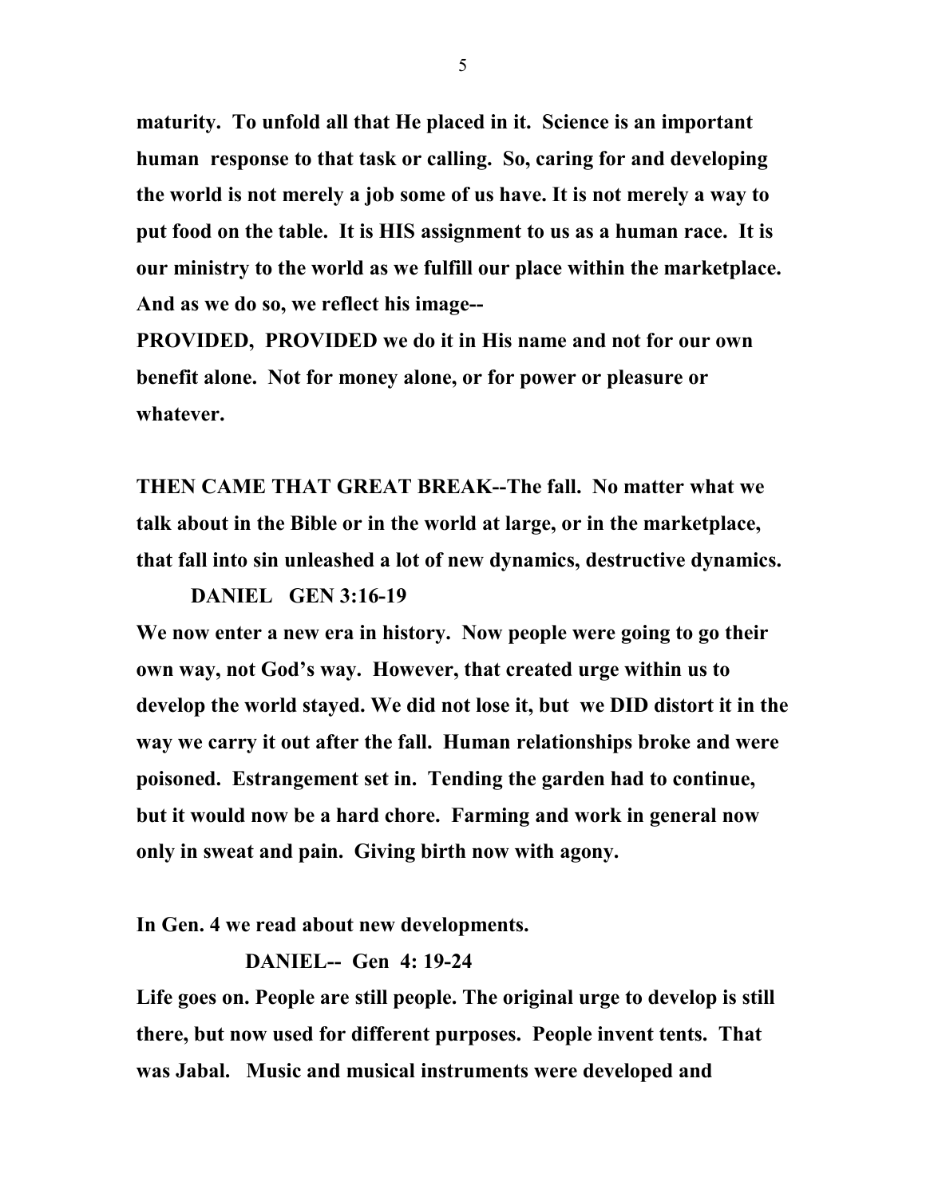**maturity. To unfold all that He placed in it. Science is an important human response to that task or calling. So, caring for and developing the world is not merely a job some of us have. It is not merely a way to put food on the table. It is HIS assignment to us as a human race. It is our ministry to the world as we fulfill our place within the marketplace. And as we do so, we reflect his image--**

**PROVIDED, PROVIDED we do it in His name and not for our own benefit alone. Not for money alone, or for power or pleasure or whatever.**

**THEN CAME THAT GREAT BREAK--The fall. No matter what we talk about in the Bible or in the world at large, or in the marketplace, that fall into sin unleashed a lot of new dynamics, destructive dynamics.**

**DANIEL GEN 3:16-19**

**We now enter a new era in history. Now people were going to go their own way, not God's way. However, that created urge within us to develop the world stayed. We did not lose it, but we DID distort it in the way we carry it out after the fall. Human relationships broke and were poisoned. Estrangement set in. Tending the garden had to continue, but it would now be a hard chore. Farming and work in general now only in sweat and pain. Giving birth now with agony.**

**In Gen. 4 we read about new developments.**

**DANIEL-- Gen 4: 19-24**

**Life goes on. People are still people. The original urge to develop is still there, but now used for different purposes. People invent tents. That was Jabal. Music and musical instruments were developed and**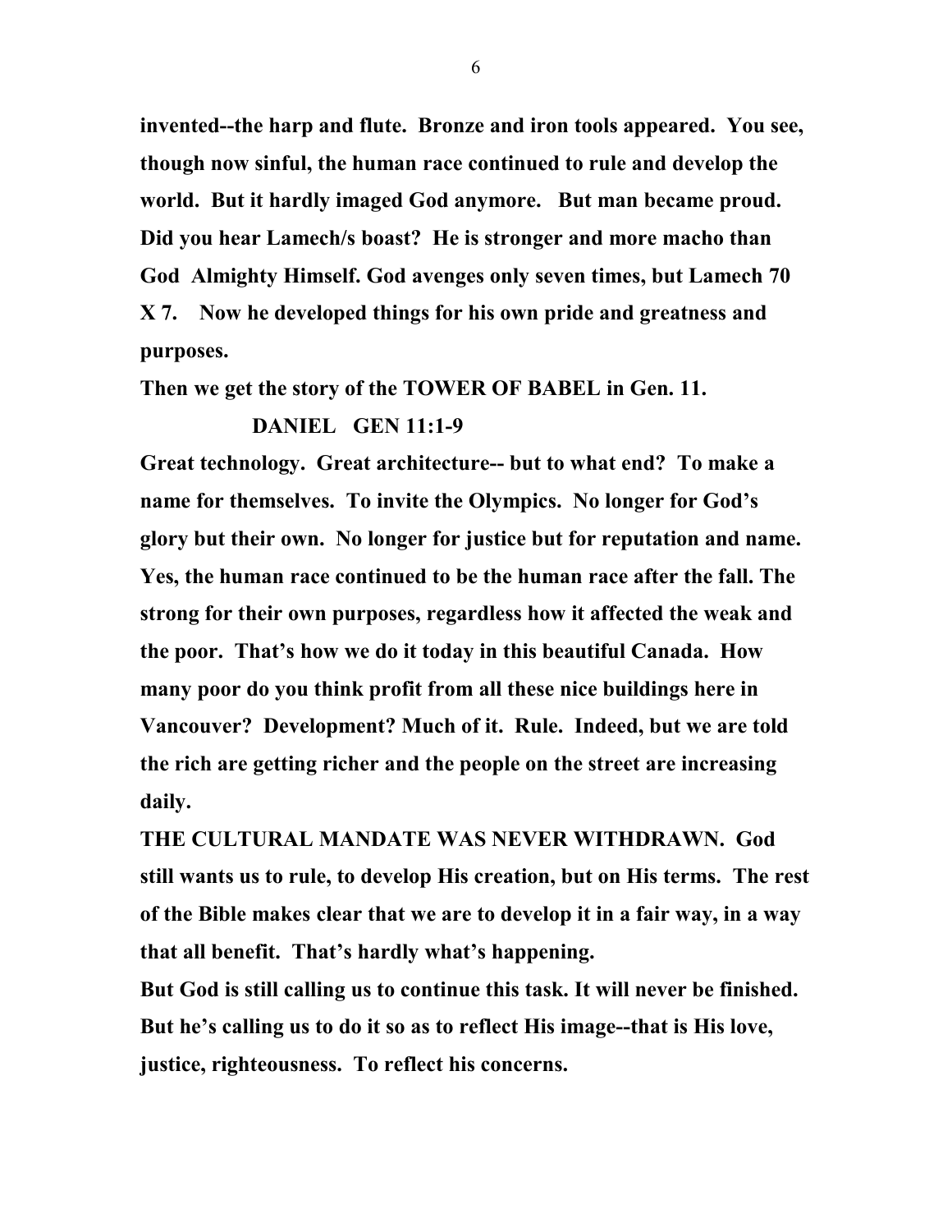**invented--the harp and flute. Bronze and iron tools appeared. You see, though now sinful, the human race continued to rule and develop the world. But it hardly imaged God anymore. But man became proud. Did you hear Lamech/s boast? He is stronger and more macho than God Almighty Himself. God avenges only seven times, but Lamech 70 X 7. Now he developed things for his own pride and greatness and purposes.**

**Then we get the story of the TOWER OF BABEL in Gen. 11.**

**DANIEL GEN 11:1-9**

**Great technology. Great architecture-- but to what end? To make a name for themselves. To invite the Olympics. No longer for God's glory but their own. No longer for justice but for reputation and name. Yes, the human race continued to be the human race after the fall. The strong for their own purposes, regardless how it affected the weak and the poor. That's how we do it today in this beautiful Canada. How many poor do you think profit from all these nice buildings here in Vancouver? Development? Much of it. Rule. Indeed, but we are told the rich are getting richer and the people on the street are increasing daily.**

**THE CULTURAL MANDATE WAS NEVER WITHDRAWN. God still wants us to rule, to develop His creation, but on His terms. The rest of the Bible makes clear that we are to develop it in a fair way, in a way that all benefit. That's hardly what's happening.**

**But God is still calling us to continue this task. It will never be finished. But he's calling us to do it so as to reflect His image--that is His love, justice, righteousness. To reflect his concerns.**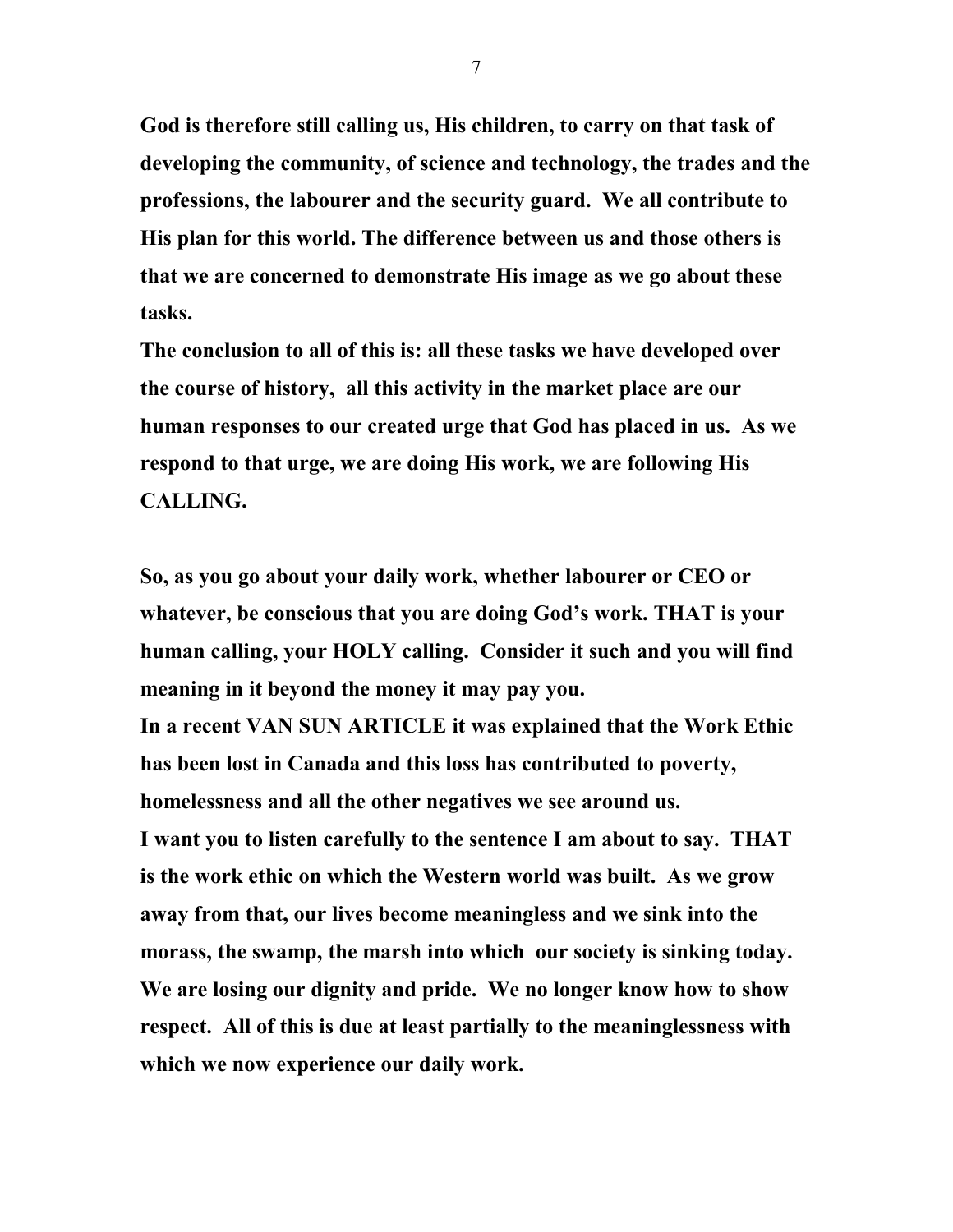**God is therefore still calling us, His children, to carry on that task of developing the community, of science and technology, the trades and the professions, the labourer and the security guard. We all contribute to His plan for this world. The difference between us and those others is that we are concerned to demonstrate His image as we go about these tasks.**

**The conclusion to all of this is: all these tasks we have developed over the course of history, all this activity in the market place are our human responses to our created urge that God has placed in us. As we respond to that urge, we are doing His work, we are following His CALLING.**

**So, as you go about your daily work, whether labourer or CEO or whatever, be conscious that you are doing God's work. THAT is your human calling, your HOLY calling. Consider it such and you will find meaning in it beyond the money it may pay you.**

**In a recent VAN SUN ARTICLE it was explained that the Work Ethic has been lost in Canada and this loss has contributed to poverty, homelessness and all the other negatives we see around us.**

**I want you to listen carefully to the sentence I am about to say. THAT is the work ethic on which the Western world was built. As we grow away from that, our lives become meaningless and we sink into the morass, the swamp, the marsh into which our society is sinking today. We are losing our dignity and pride. We no longer know how to show respect. All of this is due at least partially to the meaninglessness with which we now experience our daily work.**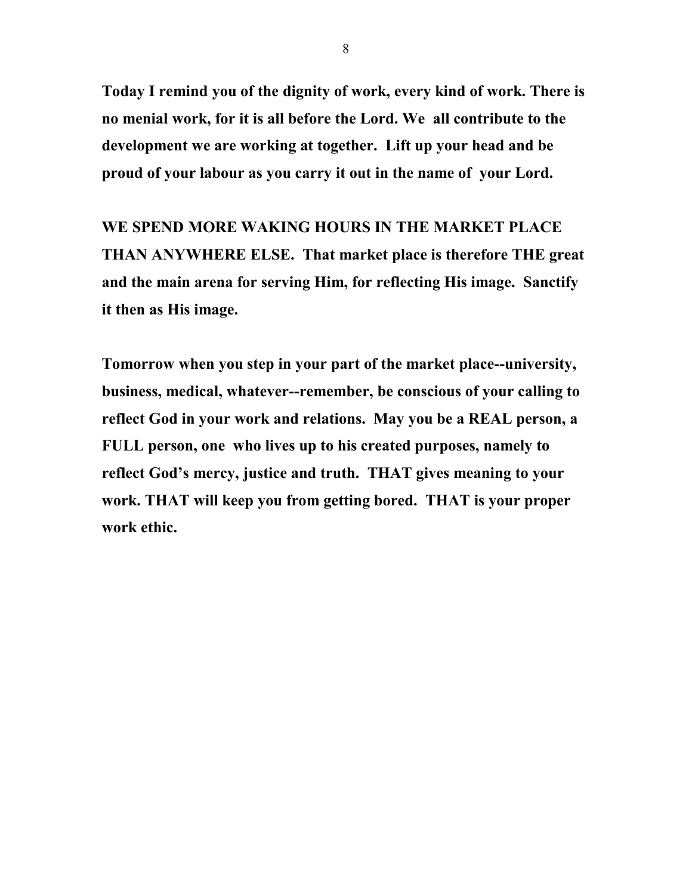**Today I remind you of the dignity of work, every kind of work. There is no menial work, for it is all before the Lord. We all contribute to the development we are working at together. Lift up your head and be proud of your labour as you carry it out in the name of your Lord.**

**WE SPEND MORE WAKING HOURS IN THE MARKET PLACE THAN ANYWHERE ELSE. That market place is therefore THE great and the main arena for serving Him, for reflecting His image. Sanctify it then as His image.**

**Tomorrow when you step in your part of the market place--university, business, medical, whatever--remember, be conscious of your calling to reflect God in your work and relations. May you be a REAL person, a FULL person, one who lives up to his created purposes, namely to reflect God's mercy, justice and truth. THAT gives meaning to your work. THAT will keep you from getting bored. THAT is your proper work ethic.**